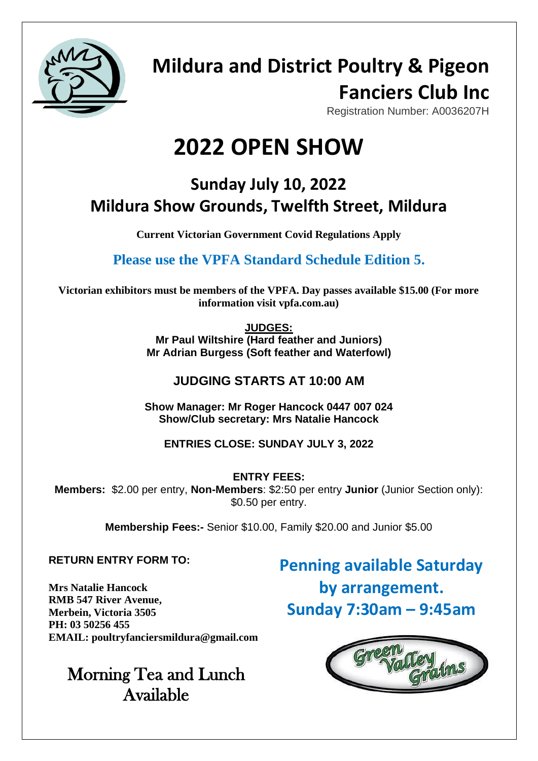# Mildura and District Poultry & Pigeon Fanciers Club Inc

Registration Number: A0036207H

# 2022 OPEN SHOW

## Sunday July 10, 2022
## Mildura Show Grounds, Twelfth Street, Mildura

**Current Victorian Government Covid Regulations Apply**

**Please use the VPFA Standard Schedule Edition 5.**

**Victorian exhibitors must be members of the VPFA. Day passes available $15.00 (For more information visit vpfa.com.au)**

**JUDGES:**
**Mr Paul Wiltshire (Hard feather and Juniors)**
**Mr Adrian Burgess (Soft feather and Waterfowl)**

**JUDGING STARTS AT 10:00 AM**

**Show Manager: Mr Roger Hancock 0447 007 024**
**Show/Club secretary: Mrs Natalie Hancock**

**ENTRIES CLOSE: SUNDAY JULY 3, 2022**

**ENTRY FEES:**
**Members:** $2.00 per entry, **Non-Members**: $2:50 per entry **Junior** (Junior Section only): $0.50 per entry.

**Membership Fees:-** Senior $10.00, Family $20.00 and Junior $5.00

**RETURN ENTRY FORM TO:**

**Mrs Natalie Hancock**
**RMB 547 River Avenue,**
**Merbein, Victoria 3505**
**PH: 03 50256 455**
**EMAIL: poultryfanciersmildura@gmail.com**

**Penning available Saturday by arrangement.**
**Sunday 7:30am – 9:45am**

Morning Tea and Lunch Available

Green Valley Grains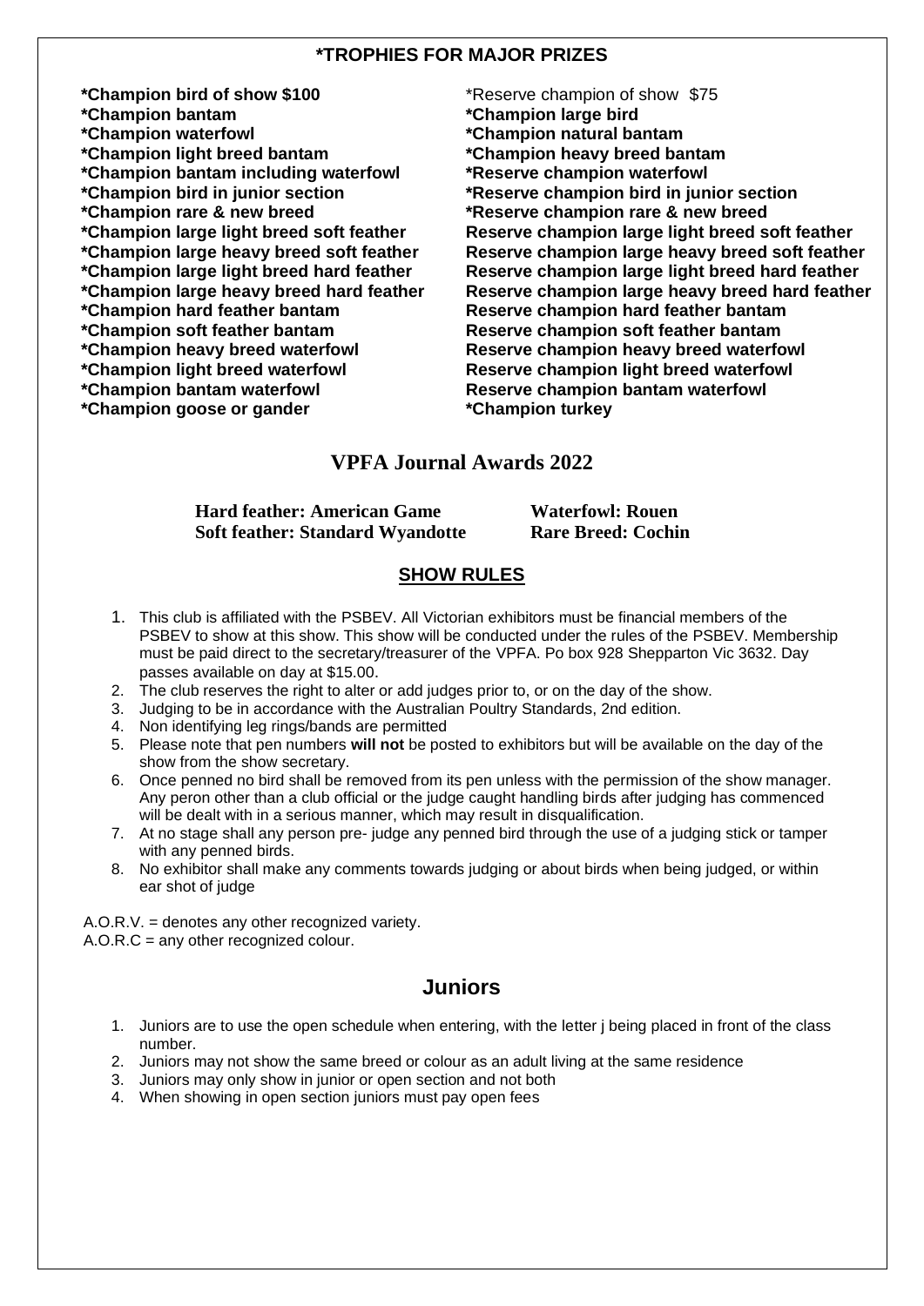## *TROPHIES FOR MAJOR PRIZES

**\*Champion bird of show $100**
**\*Champion bantam**
**\*Champion waterfowl**
**\*Champion light breed bantam**
**\*Champion bantam including waterfowl**
**\*Champion bird in junior section**
**\*Champion rare & new breed**
**\*Champion large light breed soft feather**
**\*Champion large heavy breed soft feather**
**\*Champion large light breed hard feather**
**\*Champion large heavy breed hard feather**
**\*Champion hard feather bantam**
**\*Champion soft feather bantam**
**\*Champion heavy breed waterfowl**
**\*Champion light breed waterfowl**
**\*Champion bantam waterfowl**
**\*Champion goose or gander**

*Reserve champion of show $75
**\*Champion large bird**
**\*Champion natural bantam**
**\*Champion heavy breed bantam**
**\*Reserve champion waterfowl**
**\*Reserve champion bird in junior section**
**\*Reserve champion rare & new breed**
**Reserve champion large light breed soft feather**
**Reserve champion large heavy breed soft feather**
**Reserve champion large light breed hard feather**
**Reserve champion large heavy breed hard feather**
**Reserve champion hard feather bantam**
**Reserve champion soft feather bantam**
**Reserve champion heavy breed waterfowl**
**Reserve champion light breed waterfowl**
**Reserve champion bantam waterfowl**
**\*Champion turkey**

## VPFA Journal Awards 2022

**Hard feather: American Game** **Waterfowl: Rouen**
**Soft feather: Standard Wyandotte** **Rare Breed: Cochin**

## SHOW RULES

1. This club is affiliated with the PSBEV. All Victorian exhibitors must be financial members of the PSBEV to show at this show. This show will be conducted under the rules of the PSBEV. Membership must be paid direct to the secretary/treasurer of the VPFA. Po box 928 Shepparton Vic 3632. Day passes available on day at $15.00.
2. The club reserves the right to alter or add judges prior to, or on the day of the show.
3. Judging to be in accordance with the Australian Poultry Standards, 2nd edition.
4. Non identifying leg rings/bands are permitted
5. Please note that pen numbers **will not** be posted to exhibitors but will be available on the day of the show from the show secretary.
6. Once penned no bird shall be removed from its pen unless with the permission of the show manager. Any peron other than a club official or the judge caught handling birds after judging has commenced will be dealt with in a serious manner, which may result in disqualification.
7. At no stage shall any person pre- judge any penned bird through the use of a judging stick or tamper with any penned birds.
8. No exhibitor shall make any comments towards judging or about birds when being judged, or within ear shot of judge

A.O.R.V. = denotes any other recognized variety.
A.O.R.C = any other recognized colour.

## Juniors

1. Juniors are to use the open schedule when entering, with the letter j being placed in front of the class number.
2. Juniors may not show the same breed or colour as an adult living at the same residence
3. Juniors may only show in junior or open section and not both
4. When showing in open section juniors must pay open fees